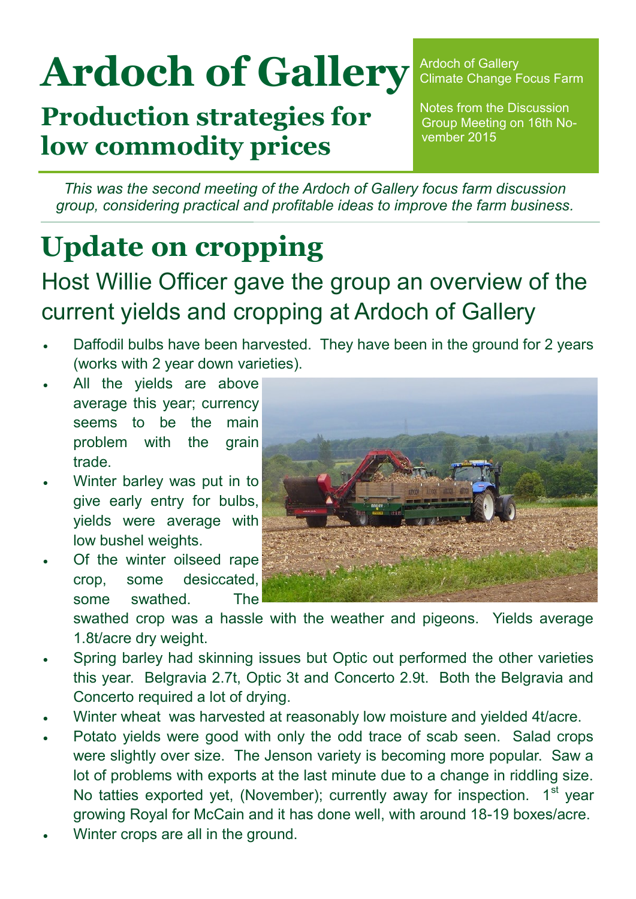# Ardoch of Gallery

## Production strategies for low commodity prices

Ardoch of Gallery Climate Change Focus Farm

Notes from the Discussion Group Meeting on 16th November 2015

*This was the second meeting of the Ardoch of Gallery focus farm discussion group, considering practical and profitable ideas to improve the farm business.*

# Update on cropping

### Host Willie Officer gave the group an overview of the current yields and cropping at Ardoch of Gallery

- Daffodil bulbs have been harvested. They have been in the ground for 2 years (works with 2 year down varieties).
- All the yields are above average this year; currency seems to be the main problem with the grain trade.
- Winter barley was put in to give early entry for bulbs, yields were average with low bushel weights.
- Of the winter oilseed rape crop, some desiccated, some swathed. The swathed crop was a hassle with the weather and pigeons. Yields average 1.8t/acre dry weight.
- Spring barley had skinning issues but Optic out performed the other varieties this year. Belgravia 2.7t, Optic 3t and Concerto 2.9t. Both the Belgravia and Concerto required a lot of drying.
- Winter wheat was harvested at reasonably low moisture and yielded 4t/acre.
- Potato yields were good with only the odd trace of scab seen. Salad crops were slightly over size. The Jenson variety is becoming more popular. Saw a lot of problems with exports at the last minute due to a change in riddling size. No tatties exported yet, (November); currently away for inspection. 1st year growing Royal for McCain and it has done well, with around 18-19 boxes/acre.
- Winter crops are all in the ground.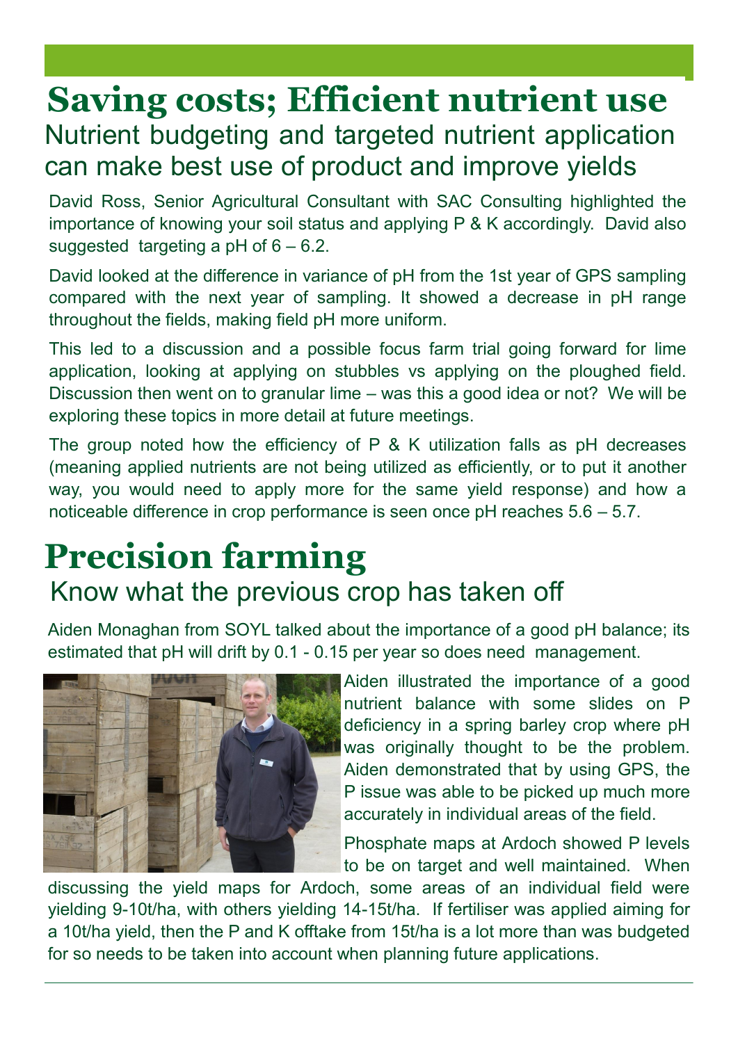# Saving costs; Efficient nutrient use

## Nutrient budgeting and targeted nutrient application can make best use of product and improve yields

David Ross, Senior Agricultural Consultant with SAC Consulting highlighted the importance of knowing your soil status and applying P & K accordingly. David also suggested targeting a pH of 6 – 6.2.

David looked at the difference in variance of pH from the 1st year of GPS sampling compared with the next year of sampling. It showed a decrease in pH range throughout the fields, making field pH more uniform.

This led to a discussion and a possible focus farm trial going forward for lime application, looking at applying on stubbles vs applying on the ploughed field. Discussion then went on to granular lime – was this a good idea or not? We will be exploring these topics in more detail at future meetings.

The group noted how the efficiency of P & K utilization falls as pH decreases (meaning applied nutrients are not being utilized as efficiently, or to put it another way, you would need to apply more for the same yield response) and how a noticeable difference in crop performance is seen once pH reaches 5.6 – 5.7.

# Precision farming

## Know what the previous crop has taken off

Aiden Monaghan from SOYL talked about the importance of a good pH balance; its estimated that pH will drift by 0.1 - 0.15 per year so does need management.

Aiden illustrated the importance of a good nutrient balance with some slides on P deficiency in a spring barley crop where pH was originally thought to be the problem. Aiden demonstrated that by using GPS, the P issue was able to be picked up much more accurately in individual areas of the field.

Phosphate maps at Ardoch showed P levels to be on target and well maintained. When discussing the yield maps for Ardoch, some areas of an individual field were yielding 9-10t/ha, with others yielding 14-15t/ha. If fertiliser was applied aiming for a 10t/ha yield, then the P and K offtake from 15t/ha is a lot more than was budgeted for so needs to be taken into account when planning future applications.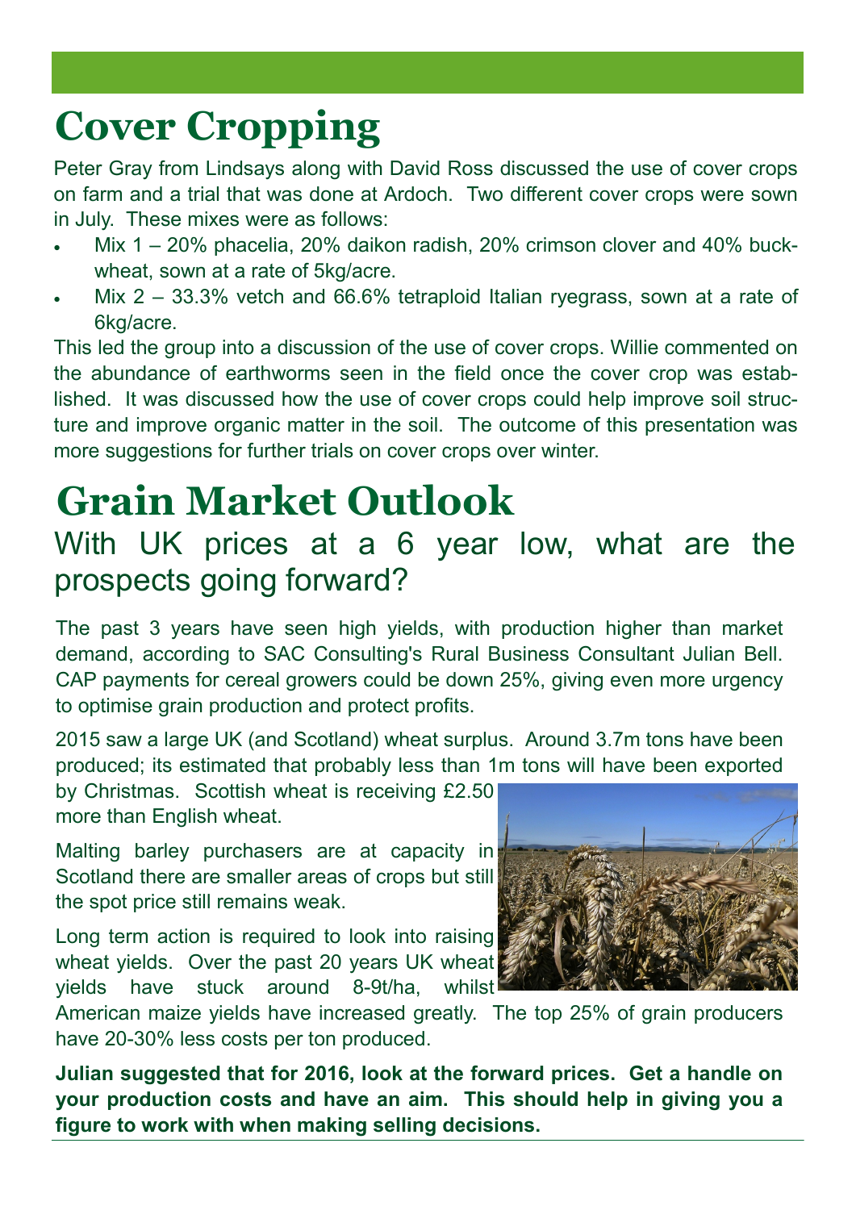# Cover Cropping

Peter Gray from Lindsays along with David Ross discussed the use of cover crops on farm and a trial that was done at Ardoch. Two different cover crops were sown in July. These mixes were as follows:

- Mix 1 – 20% phacelia, 20% daikon radish, 20% crimson clover and 40% buckwheat, sown at a rate of 5kg/acre.
- Mix 2 – 33.3% vetch and 66.6% tetraploid Italian ryegrass, sown at a rate of 6kg/acre.

This led the group into a discussion of the use of cover crops. Willie commented on the abundance of earthworms seen in the field once the cover crop was established. It was discussed how the use of cover crops could help improve soil structure and improve organic matter in the soil. The outcome of this presentation was more suggestions for further trials on cover crops over winter.

# Grain Market Outlook

## With UK prices at a 6 year low, what are the prospects going forward?

The past 3 years have seen high yields, with production higher than market demand, according to SAC Consulting's Rural Business Consultant Julian Bell. CAP payments for cereal growers could be down 25%, giving even more urgency to optimise grain production and protect profits.

2015 saw a large UK (and Scotland) wheat surplus. Around 3.7m tons have been produced; its estimated that probably less than 1m tons will have been exported by Christmas. Scottish wheat is receiving £2.50 more than English wheat.

Malting barley purchasers are at capacity in Scotland there are smaller areas of crops but still the spot price still remains weak.

Long term action is required to look into raising wheat yields. Over the past 20 years UK wheat yields have stuck around 8-9t/ha, whilst American maize yields have increased greatly. The top 25% of grain producers have 20-30% less costs per ton produced.

**Julian suggested that for 2016, look at the forward prices. Get a handle on your production costs and have an aim. This should help in giving you a figure to work with when making selling decisions.**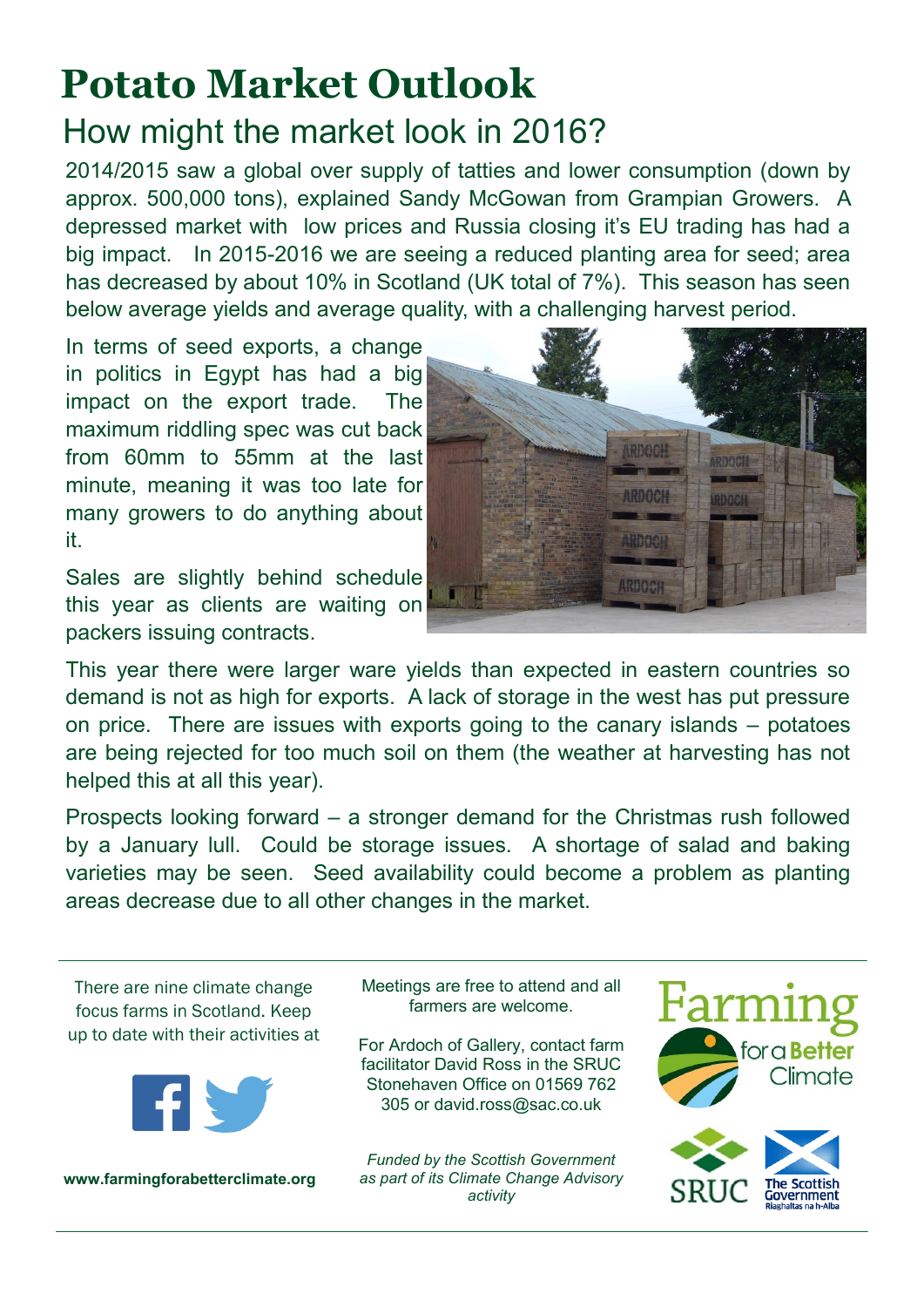# Potato Market Outlook

## How might the market look in 2016?

2014/2015 saw a global over supply of tatties and lower consumption (down by approx. 500,000 tons), explained Sandy McGowan from Grampian Growers. A depressed market with low prices and Russia closing it's EU trading has had a big impact. In 2015-2016 we are seeing a reduced planting area for seed; area has decreased by about 10% in Scotland (UK total of 7%). This season has seen below average yields and average quality, with a challenging harvest period.

In terms of seed exports, a change in politics in Egypt has had a big impact on the export trade. The maximum riddling spec was cut back from 60mm to 55mm at the last minute, meaning it was too late for many growers to do anything about it.

Sales are slightly behind schedule this year as clients are waiting on packers issuing contracts.

This year there were larger ware yields than expected in eastern countries so demand is not as high for exports. A lack of storage in the west has put pressure on price. There are issues with exports going to the canary islands – potatoes are being rejected for too much soil on them (the weather at harvesting has not helped this at all this year).

Prospects looking forward – a stronger demand for the Christmas rush followed by a January lull. Could be storage issues. A shortage of salad and baking varieties may be seen. Seed availability could become a problem as planting areas decrease due to all other changes in the market.

---

There are nine climate change focus farms in Scotland. Keep up to date with their activities at

**www.farmingforabetterclimate.org**

Meetings are free to attend and all farmers are welcome.

For Ardoch of Gallery, contact farm facilitator David Ross in the SRUC Stonehaven Office on 01569 762 305 or david.ross@sac.co.uk

*Funded by the Scottish Government as part of its Climate Change Advisory activity*

Farming for a Better Climate

SRUC

The Scottish Government
Riaghaltas na h-Alba